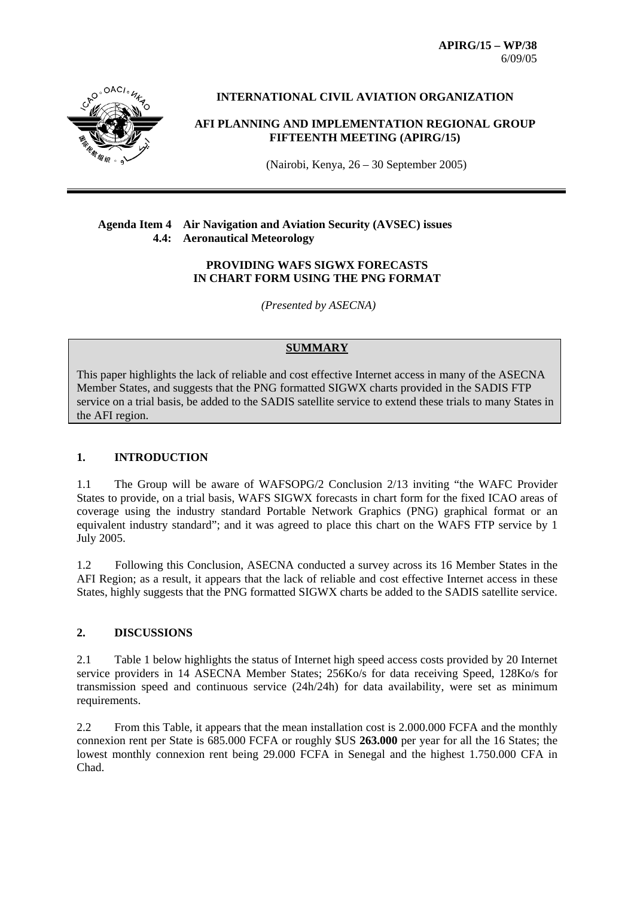APIRG/15 – WP/38
6/09/05

**INTERNATIONAL CIVIL AVIATION ORGANIZATION**

**AFI PLANNING AND IMPLEMENTATION REGIONAL GROUP FIFTEENTH MEETING (APIRG/15)**

(Nairobi, Kenya, 26 – 30 September 2005)

---

**Agenda Item 4 Air Navigation and Aviation Security (AVSEC) issues**
**4.4: Aeronautical Meteorology**

**PROVIDING WAFS SIGWX FORECASTS IN CHART FORM USING THE PNG FORMAT**

*(Presented by ASECNA)*

**SUMMARY**

This paper highlights the lack of reliable and cost effective Internet access in many of the ASECNA Member States, and suggests that the PNG formatted SIGWX charts provided in the SADIS FTP service on a trial basis, be added to the SADIS satellite service to extend these trials to many States in the AFI region.

## 1. INTRODUCTION

1.1 The Group will be aware of WAFSOPG/2 Conclusion 2/13 inviting "the WAFC Provider States to provide, on a trial basis, WAFS SIGWX forecasts in chart form for the fixed ICAO areas of coverage using the industry standard Portable Network Graphics (PNG) graphical format or an equivalent industry standard"; and it was agreed to place this chart on the WAFS FTP service by 1 July 2005.

1.2 Following this Conclusion, ASECNA conducted a survey across its 16 Member States in the AFI Region; as a result, it appears that the lack of reliable and cost effective Internet access in these States, highly suggests that the PNG formatted SIGWX charts be added to the SADIS satellite service.

## 2. DISCUSSIONS

2.1 Table 1 below highlights the status of Internet high speed access costs provided by 20 Internet service providers in 14 ASECNA Member States; 256Ko/s for data receiving Speed, 128Ko/s for transmission speed and continuous service (24h/24h) for data availability, were set as minimum requirements.

2.2 From this Table, it appears that the mean installation cost is 2.000.000 FCFA and the monthly connexion rent per State is 685.000 FCFA or roughly $US **263.000** per year for all the 16 States; the lowest monthly connexion rent being 29.000 FCFA in Senegal and the highest 1.750.000 CFA in Chad.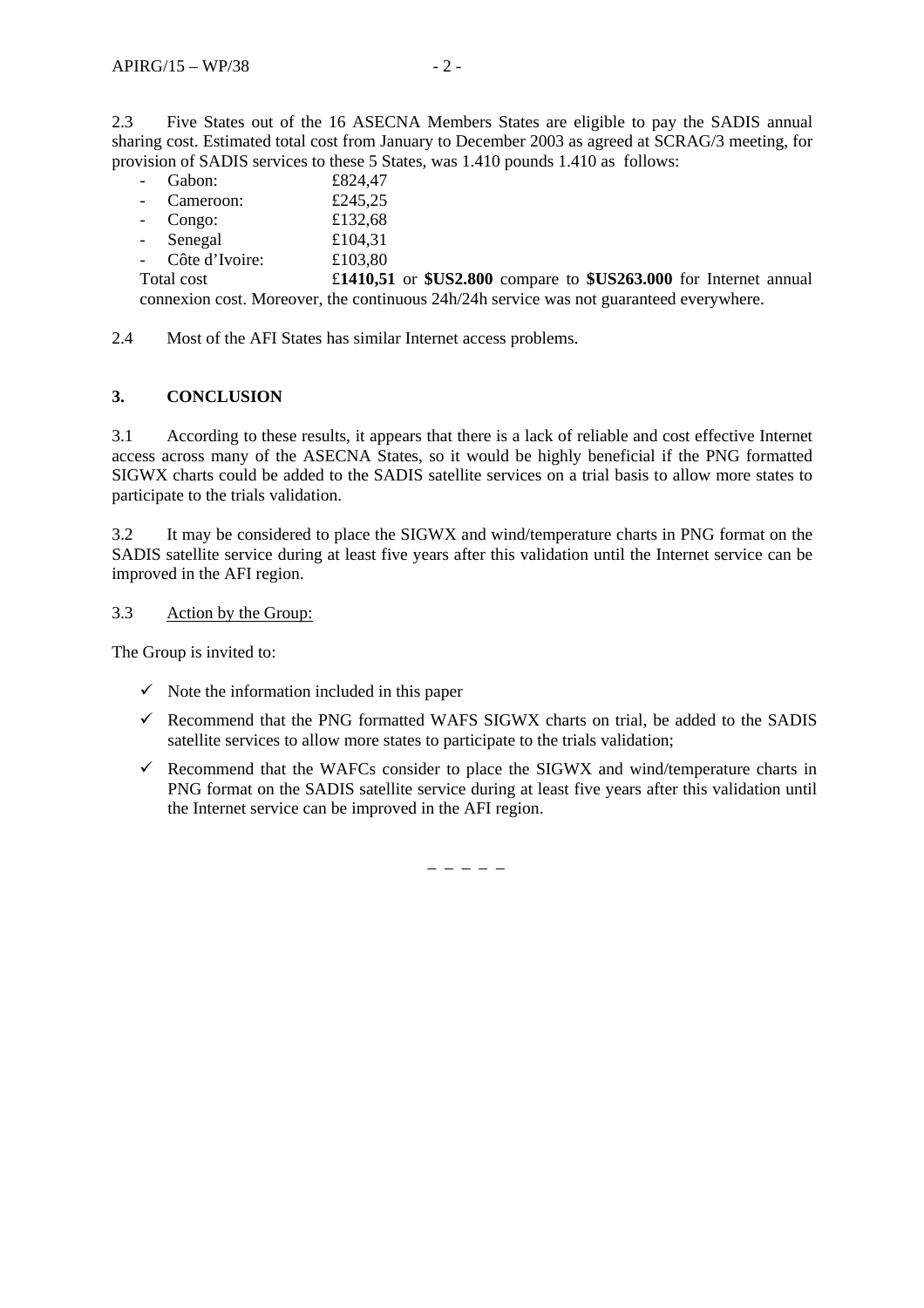2.3 Five States out of the 16 ASECNA Members States are eligible to pay the SADIS annual sharing cost. Estimated total cost from January to December 2003 as agreed at SCRAG/3 meeting, for provision of SADIS services to these 5 States, was 1.410 pounds 1.410 as follows:

- Gabon: £824,47
- Cameroon: £245,25
- Congo: £132,68
- Senegal £104,31
- Côte d'Ivoire: £103,80

Total cost £**1410,51** or **$US2.800** compare to **$US263.000** for Internet annual connexion cost. Moreover, the continuous 24h/24h service was not guaranteed everywhere.

2.4 Most of the AFI States has similar Internet access problems.

## 3. CONCLUSION

3.1 According to these results, it appears that there is a lack of reliable and cost effective Internet access across many of the ASECNA States, so it would be highly beneficial if the PNG formatted SIGWX charts could be added to the SADIS satellite services on a trial basis to allow more states to participate to the trials validation.

3.2 It may be considered to place the SIGWX and wind/temperature charts in PNG format on the SADIS satellite service during at least five years after this validation until the Internet service can be improved in the AFI region.

3.3 Action by the Group:

The Group is invited to:

- ✓ Note the information included in this paper
- ✓ Recommend that the PNG formatted WAFS SIGWX charts on trial, be added to the SADIS satellite services to allow more states to participate to the trials validation;
- ✓ Recommend that the WAFCs consider to place the SIGWX and wind/temperature charts in PNG format on the SADIS satellite service during at least five years after this validation until the Internet service can be improved in the AFI region.

\_ \_ \_ \_ \_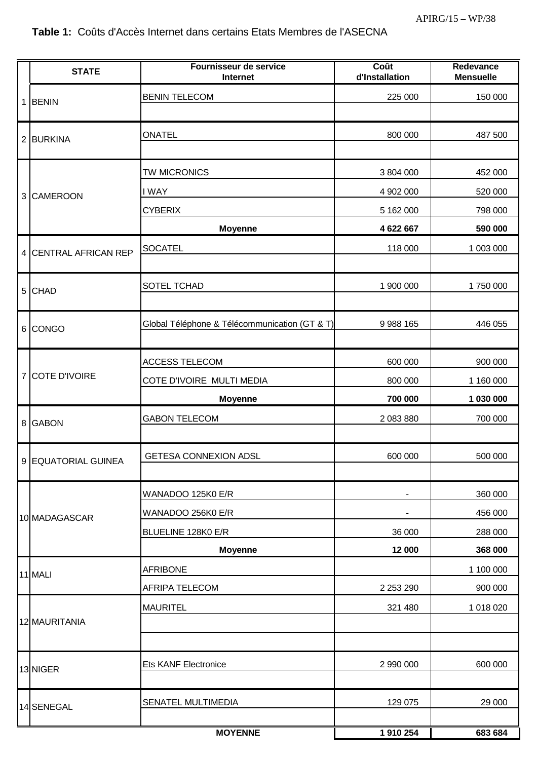**Table 1:** Coûts d'Accès Internet dans certains Etats Membres de l'ASECNA

| | STATE | Fournisseur de service Internet | Coût d'Installation | Redevance Mensuelle |
|---|---|---|---|---|
| 1 | BENIN | BENIN TELECOM | 225 000 | 150 000 |
| | | | | |
| 2 | BURKINA | ONATEL | 800 000 | 487 500 |
| | | | | |
| 3 | CAMEROON | TW MICRONICS | 3 804 000 | 452 000 |
| | | I WAY | 4 902 000 | 520 000 |
| | | CYBERIX | 5 162 000 | 798 000 |
| | | **Moyenne** | **4 622 667** | **590 000** |
| 4 | CENTRAL AFRICAN REP | SOCATEL | 118 000 | 1 003 000 |
| | | | | |
| 5 | CHAD | SOTEL TCHAD | 1 900 000 | 1 750 000 |
| | | | | |
| 6 | CONGO | Global Téléphone & Télécommunication (GT & T) | 9 988 165 | 446 055 |
| | | | | |
| 7 | COTE D'IVOIRE | ACCESS TELECOM | 600 000 | 900 000 |
| | | COTE D'IVOIRE MULTI MEDIA | 800 000 | 1 160 000 |
| | | **Moyenne** | **700 000** | **1 030 000** |
| 8 | GABON | GABON TELECOM | 2 083 880 | 700 000 |
| | | | | |
| 9 | EQUATORIAL GUINEA | GETESA CONNEXION ADSL | 600 000 | 500 000 |
| | | | | |
| 10 | MADAGASCAR | WANADOO 125K0 E/R | - | 360 000 |
| | | WANADOO 256K0 E/R | - | 456 000 |
| | | BLUELINE 128K0 E/R | 36 000 | 288 000 |
| | | **Moyenne** | **12 000** | **368 000** |
| 11 | MALI | AFRIBONE | | 1 100 000 |
| | | AFRIPA TELECOM | 2 253 290 | 900 000 |
| 12 | MAURITANIA | MAURITEL | 321 480 | 1 018 020 |
| | | | | |
| | | | | |
| 13 | NIGER | Ets KANF Electronice | 2 990 000 | 600 000 |
| | | | | |
| 14 | SENEGAL | SENATEL MULTIMEDIA | 129 075 | 29 000 |
| | | | | |
| | | **MOYENNE** | **1 910 254** | **683 684** |